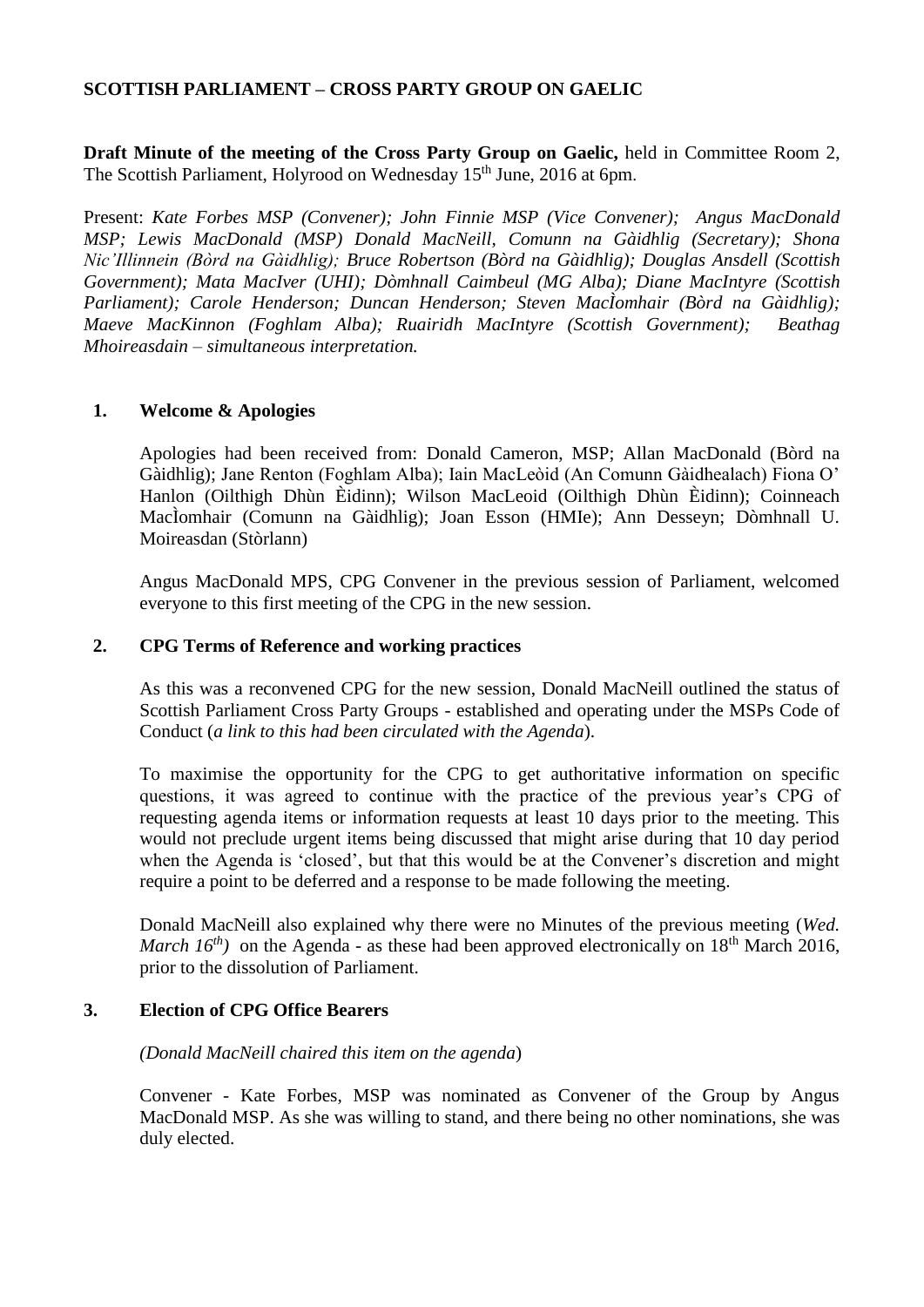**SCOTTISH PARLIAMENT – CROSS PARTY GROUP ON GAELIC**

**Draft Minute of the meeting of the Cross Party Group on Gaelic,** held in Committee Room 2, The Scottish Parliament, Holyrood on Wednesday 15th June, 2016 at 6pm.

Present: *Kate Forbes MSP (Convener); John Finnie MSP (Vice Convener); Angus MacDonald MSP; Lewis MacDonald (MSP) Donald MacNeill, Comunn na Gàidhlig (Secretary); Shona Nic'Illinnein (Bòrd na Gàidhlig); Bruce Robertson (Bòrd na Gàidhlig); Douglas Ansdell (Scottish Government); Mata MacIver (UHI); Dòmhnall Caimbeul (MG Alba); Diane MacIntyre (Scottish Parliament); Carole Henderson; Duncan Henderson; Steven MacÌomhair (Bòrd na Gàidhlig); Maeve MacKinnon (Foghlam Alba); Ruairidh MacIntyre (Scottish Government); Beathag Mhoireasdain – simultaneous interpretation.*

## 1. Welcome & Apologies

Apologies had been received from: Donald Cameron, MSP; Allan MacDonald (Bòrd na Gàidhlig); Jane Renton (Foghlam Alba); Iain MacLeòid (An Comunn Gàidhealach) Fiona O' Hanlon (Oilthigh Dhùn Èidinn); Wilson MacLeoid (Oilthigh Dhùn Èidinn); Coinneach MacÌomhair (Comunn na Gàidhlig); Joan Esson (HMIe); Ann Desseyn; Dòmhnall U. Moireasdan (Stòrlann)

Angus MacDonald MPS, CPG Convener in the previous session of Parliament, welcomed everyone to this first meeting of the CPG in the new session.

## 2. CPG Terms of Reference and working practices

As this was a reconvened CPG for the new session, Donald MacNeill outlined the status of Scottish Parliament Cross Party Groups - established and operating under the MSPs Code of Conduct (*a link to this had been circulated with the Agenda*).

To maximise the opportunity for the CPG to get authoritative information on specific questions, it was agreed to continue with the practice of the previous year's CPG of requesting agenda items or information requests at least 10 days prior to the meeting. This would not preclude urgent items being discussed that might arise during that 10 day period when the Agenda is 'closed', but that this would be at the Convener's discretion and might require a point to be deferred and a response to be made following the meeting.

Donald MacNeill also explained why there were no Minutes of the previous meeting (*Wed. March 16th*) on the Agenda - as these had been approved electronically on 18th March 2016, prior to the dissolution of Parliament.

## 3. Election of CPG Office Bearers

*(Donald MacNeill chaired this item on the agenda)*

Convener - Kate Forbes, MSP was nominated as Convener of the Group by Angus MacDonald MSP. As she was willing to stand, and there being no other nominations, she was duly elected.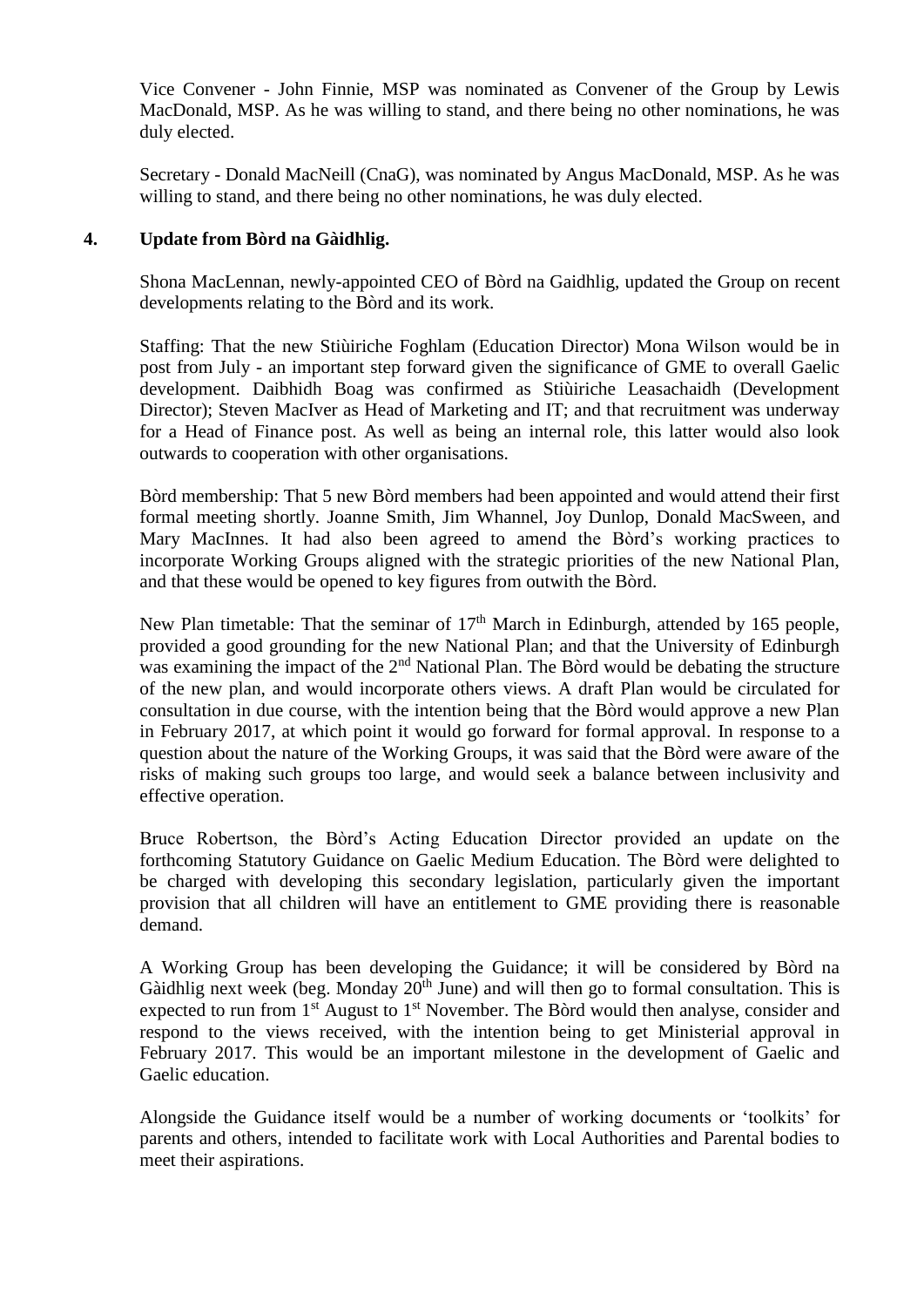Vice Convener - John Finnie, MSP was nominated as Convener of the Group by Lewis MacDonald, MSP. As he was willing to stand, and there being no other nominations, he was duly elected.

Secretary - Donald MacNeill (CnaG), was nominated by Angus MacDonald, MSP. As he was willing to stand, and there being no other nominations, he was duly elected.

**4. Update from Bòrd na Gàidhlig.**

Shona MacLennan, newly-appointed CEO of Bòrd na Gaidhlig, updated the Group on recent developments relating to the Bòrd and its work.

Staffing: That the new Stiùiriche Foghlam (Education Director) Mona Wilson would be in post from July - an important step forward given the significance of GME to overall Gaelic development. Daibhidh Boag was confirmed as Stiùiriche Leasachaidh (Development Director); Steven MacIver as Head of Marketing and IT; and that recruitment was underway for a Head of Finance post. As well as being an internal role, this latter would also look outwards to cooperation with other organisations.

Bòrd membership: That 5 new Bòrd members had been appointed and would attend their first formal meeting shortly. Joanne Smith, Jim Whannel, Joy Dunlop, Donald MacSween, and Mary MacInnes. It had also been agreed to amend the Bòrd's working practices to incorporate Working Groups aligned with the strategic priorities of the new National Plan, and that these would be opened to key figures from outwith the Bòrd.

New Plan timetable: That the seminar of 17th March in Edinburgh, attended by 165 people, provided a good grounding for the new National Plan; and that the University of Edinburgh was examining the impact of the 2nd National Plan. The Bòrd would be debating the structure of the new plan, and would incorporate others views. A draft Plan would be circulated for consultation in due course, with the intention being that the Bòrd would approve a new Plan in February 2017, at which point it would go forward for formal approval. In response to a question about the nature of the Working Groups, it was said that the Bòrd were aware of the risks of making such groups too large, and would seek a balance between inclusivity and effective operation.

Bruce Robertson, the Bòrd's Acting Education Director provided an update on the forthcoming Statutory Guidance on Gaelic Medium Education. The Bòrd were delighted to be charged with developing this secondary legislation, particularly given the important provision that all children will have an entitlement to GME providing there is reasonable demand.

A Working Group has been developing the Guidance; it will be considered by Bòrd na Gàidhlig next week (beg. Monday 20th June) and will then go to formal consultation. This is expected to run from 1st August to 1st November. The Bòrd would then analyse, consider and respond to the views received, with the intention being to get Ministerial approval in February 2017. This would be an important milestone in the development of Gaelic and Gaelic education.

Alongside the Guidance itself would be a number of working documents or 'toolkits' for parents and others, intended to facilitate work with Local Authorities and Parental bodies to meet their aspirations.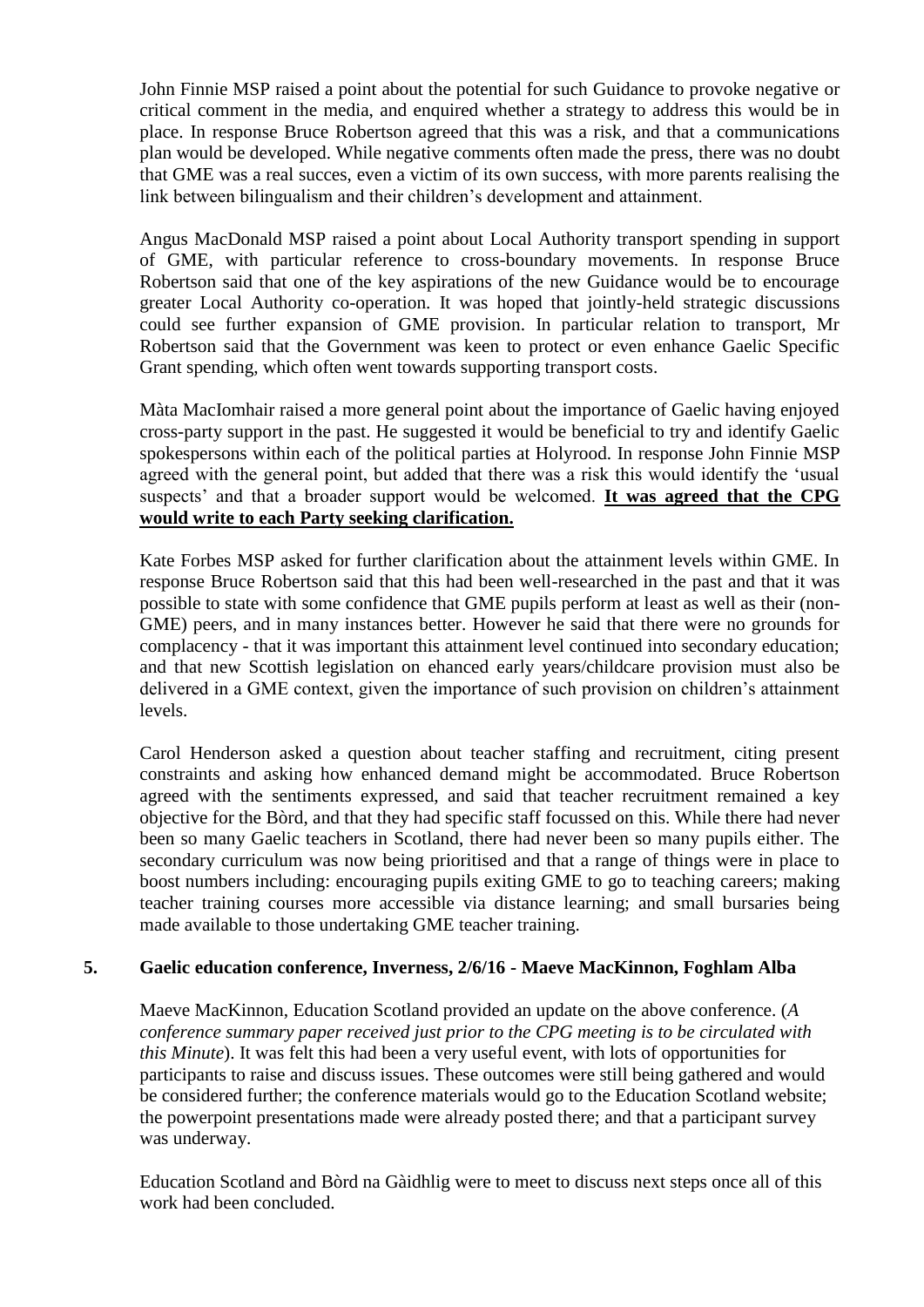John Finnie MSP raised a point about the potential for such Guidance to provoke negative or critical comment in the media, and enquired whether a strategy to address this would be in place. In response Bruce Robertson agreed that this was a risk, and that a communications plan would be developed. While negative comments often made the press, there was no doubt that GME was a real succes, even a victim of its own success, with more parents realising the link between bilingualism and their children's development and attainment.

Angus MacDonald MSP raised a point about Local Authority transport spending in support of GME, with particular reference to cross-boundary movements. In response Bruce Robertson said that one of the key aspirations of the new Guidance would be to encourage greater Local Authority co-operation. It was hoped that jointly-held strategic discussions could see further expansion of GME provision. In particular relation to transport, Mr Robertson said that the Government was keen to protect or even enhance Gaelic Specific Grant spending, which often went towards supporting transport costs.

Màta MacIomhair raised a more general point about the importance of Gaelic having enjoyed cross-party support in the past. He suggested it would be beneficial to try and identify Gaelic spokespersons within each of the political parties at Holyrood. In response John Finnie MSP agreed with the general point, but added that there was a risk this would identify the 'usual suspects' and that a broader support would be welcomed. **It was agreed that the CPG would write to each Party seeking clarification.**

Kate Forbes MSP asked for further clarification about the attainment levels within GME. In response Bruce Robertson said that this had been well-researched in the past and that it was possible to state with some confidence that GME pupils perform at least as well as their (non-GME) peers, and in many instances better. However he said that there were no grounds for complacency - that it was important this attainment level continued into secondary education; and that new Scottish legislation on ehanced early years/childcare provision must also be delivered in a GME context, given the importance of such provision on children's attainment levels.

Carol Henderson asked a question about teacher staffing and recruitment, citing present constraints and asking how enhanced demand might be accommodated. Bruce Robertson agreed with the sentiments expressed, and said that teacher recruitment remained a key objective for the Bòrd, and that they had specific staff focussed on this. While there had never been so many Gaelic teachers in Scotland, there had never been so many pupils either. The secondary curriculum was now being prioritised and that a range of things were in place to boost numbers including: encouraging pupils exiting GME to go to teaching careers; making teacher training courses more accessible via distance learning; and small bursaries being made available to those undertaking GME teacher training.

## 5. Gaelic education conference, Inverness, 2/6/16 - Maeve MacKinnon, Foghlam Alba

Maeve MacKinnon, Education Scotland provided an update on the above conference. (*A conference summary paper received just prior to the CPG meeting is to be circulated with this Minute*). It was felt this had been a very useful event, with lots of opportunities for participants to raise and discuss issues. These outcomes were still being gathered and would be considered further; the conference materials would go to the Education Scotland website; the powerpoint presentations made were already posted there; and that a participant survey was underway.

Education Scotland and Bòrd na Gàidhlig were to meet to discuss next steps once all of this work had been concluded.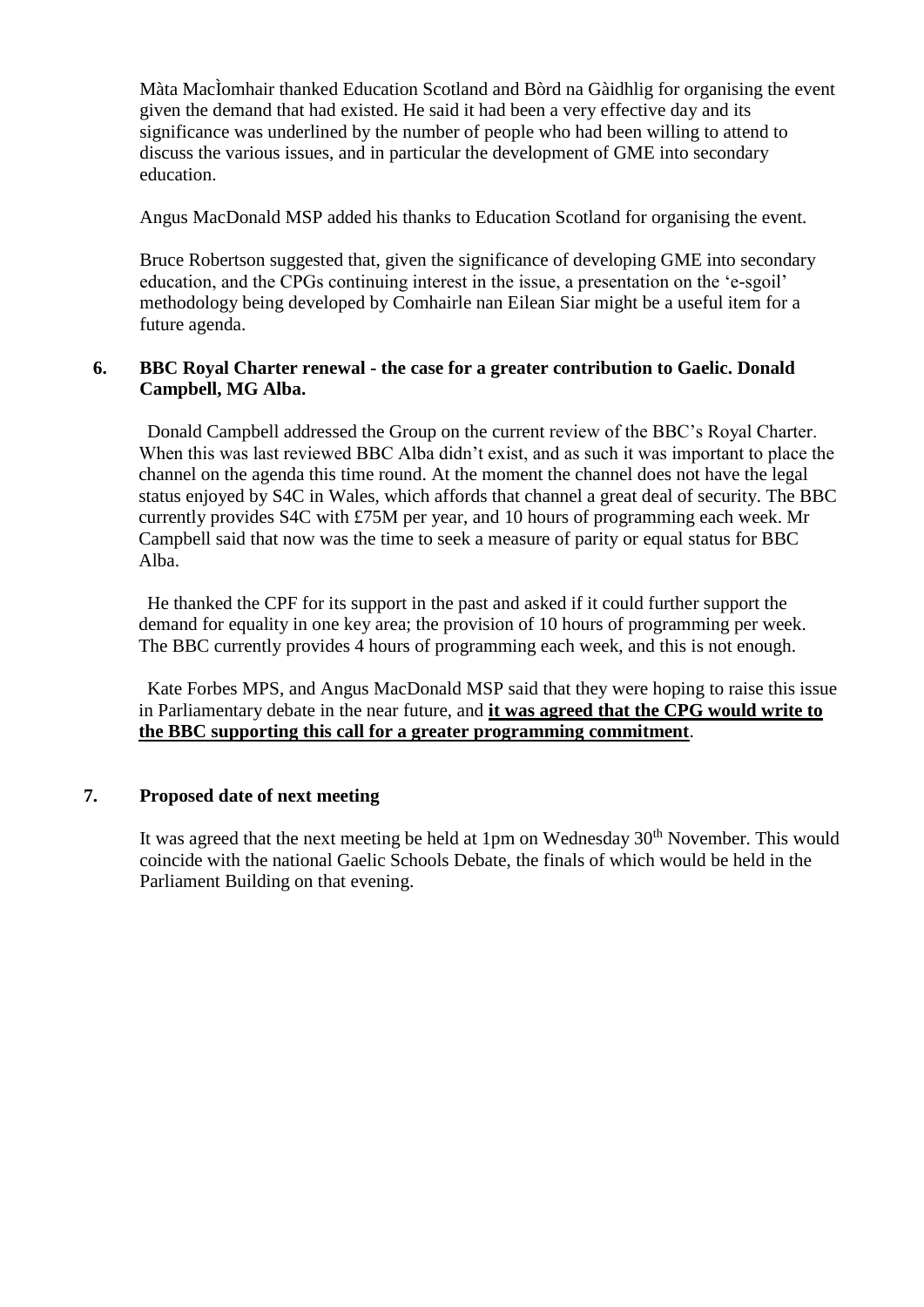Màta MacÌomhair thanked Education Scotland and Bòrd na Gàidhlig for organising the event given the demand that had existed. He said it had been a very effective day and its significance was underlined by the number of people who had been willing to attend to discuss the various issues, and in particular the development of GME into secondary education.

Angus MacDonald MSP added his thanks to Education Scotland for organising the event.

Bruce Robertson suggested that, given the significance of developing GME into secondary education, and the CPGs continuing interest in the issue, a presentation on the 'e-sgoil' methodology being developed by Comhairle nan Eilean Siar might be a useful item for a future agenda.

**6. BBC Royal Charter renewal - the case for a greater contribution to Gaelic. Donald Campbell, MG Alba.**

Donald Campbell addressed the Group on the current review of the BBC's Royal Charter. When this was last reviewed BBC Alba didn't exist, and as such it was important to place the channel on the agenda this time round. At the moment the channel does not have the legal status enjoyed by S4C in Wales, which affords that channel a great deal of security. The BBC currently provides S4C with £75M per year, and 10 hours of programming each week. Mr Campbell said that now was the time to seek a measure of parity or equal status for BBC Alba.

He thanked the CPF for its support in the past and asked if it could further support the demand for equality in one key area; the provision of 10 hours of programming per week. The BBC currently provides 4 hours of programming each week, and this is not enough.

Kate Forbes MPS, and Angus MacDonald MSP said that they were hoping to raise this issue in Parliamentary debate in the near future, and **it was agreed that the CPG would write to the BBC supporting this call for a greater programming commitment**.

**7. Proposed date of next meeting**

It was agreed that the next meeting be held at 1pm on Wednesday 30th November. This would coincide with the national Gaelic Schools Debate, the finals of which would be held in the Parliament Building on that evening.